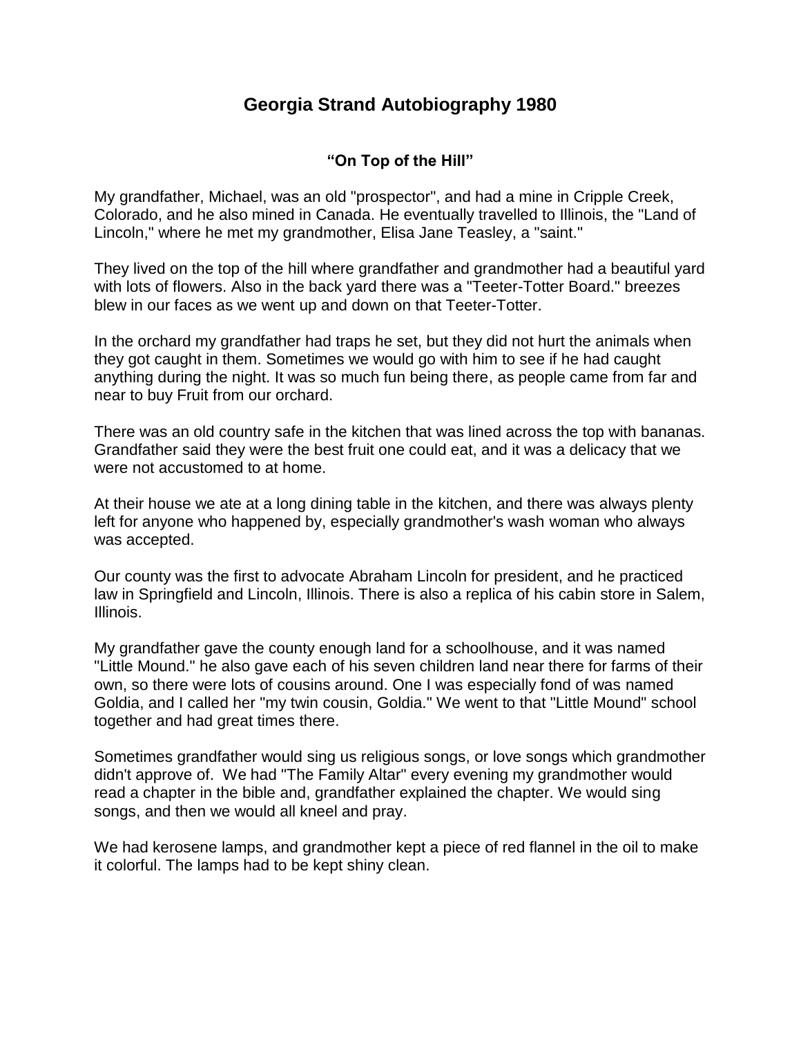# Georgia Strand Autobiography 1980

## "On Top of the Hill"

My grandfather, Michael, was an old "prospector", and had a mine in Cripple Creek, Colorado, and he also mined in Canada. He eventually travelled to Illinois, the "Land of Lincoln," where he met my grandmother, Elisa Jane Teasley, a "saint."

They lived on the top of the hill where grandfather and grandmother had a beautiful yard with lots of flowers. Also in the back yard there was a "Teeter-Totter Board." breezes blew in our faces as we went up and down on that Teeter-Totter.

In the orchard my grandfather had traps he set, but they did not hurt the animals when they got caught in them. Sometimes we would go with him to see if he had caught anything during the night. It was so much fun being there, as people came from far and near to buy Fruit from our orchard.

There was an old country safe in the kitchen that was lined across the top with bananas. Grandfather said they were the best fruit one could eat, and it was a delicacy that we were not accustomed to at home.

At their house we ate at a long dining table in the kitchen, and there was always plenty left for anyone who happened by, especially grandmother's wash woman who always was accepted.

Our county was the first to advocate Abraham Lincoln for president, and he practiced law in Springfield and Lincoln, Illinois. There is also a replica of his cabin store in Salem, Illinois.

My grandfather gave the county enough land for a schoolhouse, and it was named "Little Mound." he also gave each of his seven children land near there for farms of their own, so there were lots of cousins around. One I was especially fond of was named Goldia, and I called her "my twin cousin, Goldia." We went to that "Little Mound" school together and had great times there.

Sometimes grandfather would sing us religious songs, or love songs which grandmother didn't approve of. We had "The Family Altar" every evening my grandmother would read a chapter in the bible and, grandfather explained the chapter. We would sing songs, and then we would all kneel and pray.

We had kerosene lamps, and grandmother kept a piece of red flannel in the oil to make it colorful. The lamps had to be kept shiny clean.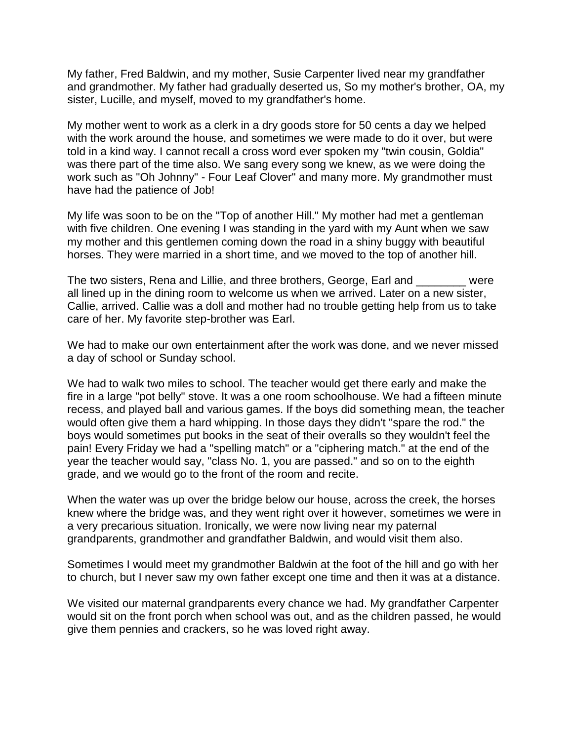My father, Fred Baldwin, and my mother, Susie Carpenter lived near my grandfather and grandmother. My father had gradually deserted us, So my mother's brother, OA, my sister, Lucille, and myself, moved to my grandfather's home.

My mother went to work as a clerk in a dry goods store for 50 cents a day we helped with the work around the house, and sometimes we were made to do it over, but were told in a kind way. I cannot recall a cross word ever spoken my "twin cousin, Goldia" was there part of the time also. We sang every song we knew, as we were doing the work such as "Oh Johnny" - Four Leaf Clover" and many more. My grandmother must have had the patience of Job!

My life was soon to be on the "Top of another Hill." My mother had met a gentleman with five children. One evening I was standing in the yard with my Aunt when we saw my mother and this gentlemen coming down the road in a shiny buggy with beautiful horses. They were married in a short time, and we moved to the top of another hill.

The two sisters, Rena and Lillie, and three brothers, George, Earl and ________ were all lined up in the dining room to welcome us when we arrived. Later on a new sister, Callie, arrived. Callie was a doll and mother had no trouble getting help from us to take care of her. My favorite step-brother was Earl.

We had to make our own entertainment after the work was done, and we never missed a day of school or Sunday school.

We had to walk two miles to school. The teacher would get there early and make the fire in a large "pot belly" stove. It was a one room schoolhouse. We had a fifteen minute recess, and played ball and various games. If the boys did something mean, the teacher would often give them a hard whipping. In those days they didn't "spare the rod." the boys would sometimes put books in the seat of their overalls so they wouldn't feel the pain! Every Friday we had a "spelling match" or a "ciphering match." at the end of the year the teacher would say, "class No. 1, you are passed." and so on to the eighth grade, and we would go to the front of the room and recite.

When the water was up over the bridge below our house, across the creek, the horses knew where the bridge was, and they went right over it however, sometimes we were in a very precarious situation. Ironically, we were now living near my paternal grandparents, grandmother and grandfather Baldwin, and would visit them also.

Sometimes I would meet my grandmother Baldwin at the foot of the hill and go with her to church, but I never saw my own father except one time and then it was at a distance.

We visited our maternal grandparents every chance we had. My grandfather Carpenter would sit on the front porch when school was out, and as the children passed, he would give them pennies and crackers, so he was loved right away.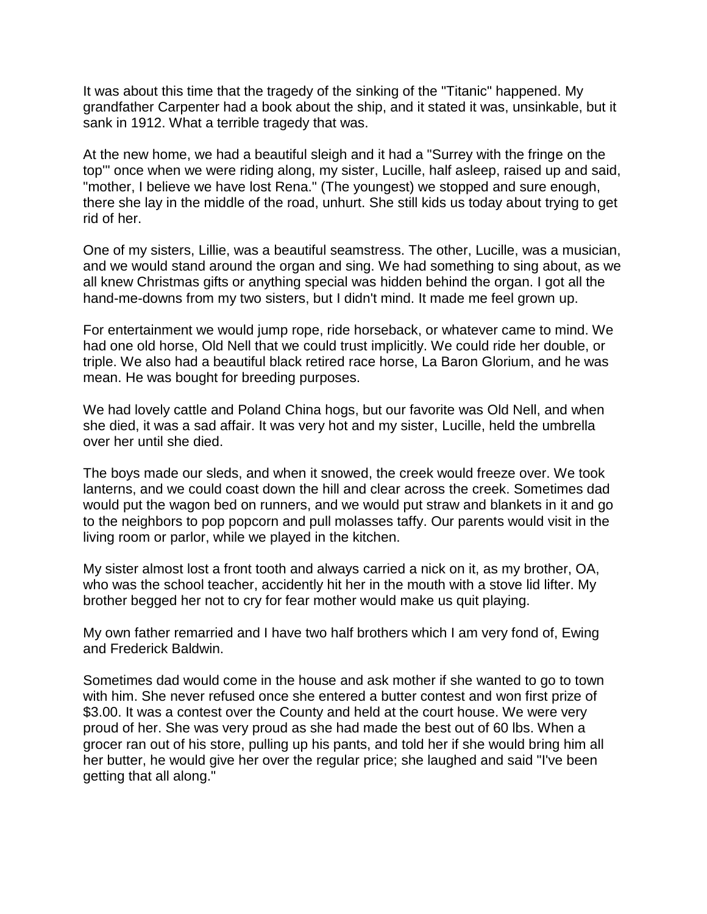It was about this time that the tragedy of the sinking of the "Titanic" happened. My grandfather Carpenter had a book about the ship, and it stated it was, unsinkable, but it sank in 1912. What a terrible tragedy that was.

At the new home, we had a beautiful sleigh and it had a "Surrey with the fringe on the top"' once when we were riding along, my sister, Lucille, half asleep, raised up and said, "mother, I believe we have lost Rena." (The youngest) we stopped and sure enough, there she lay in the middle of the road, unhurt. She still kids us today about trying to get rid of her.

One of my sisters, Lillie, was a beautiful seamstress. The other, Lucille, was a musician, and we would stand around the organ and sing. We had something to sing about, as we all knew Christmas gifts or anything special was hidden behind the organ. I got all the hand-me-downs from my two sisters, but I didn't mind. It made me feel grown up.

For entertainment we would jump rope, ride horseback, or whatever came to mind. We had one old horse, Old Nell that we could trust implicitly. We could ride her double, or triple. We also had a beautiful black retired race horse, La Baron Glorium, and he was mean. He was bought for breeding purposes.

We had lovely cattle and Poland China hogs, but our favorite was Old Nell, and when she died, it was a sad affair. It was very hot and my sister, Lucille, held the umbrella over her until she died.

The boys made our sleds, and when it snowed, the creek would freeze over. We took lanterns, and we could coast down the hill and clear across the creek. Sometimes dad would put the wagon bed on runners, and we would put straw and blankets in it and go to the neighbors to pop popcorn and pull molasses taffy. Our parents would visit in the living room or parlor, while we played in the kitchen.

My sister almost lost a front tooth and always carried a nick on it, as my brother, OA, who was the school teacher, accidently hit her in the mouth with a stove lid lifter. My brother begged her not to cry for fear mother would make us quit playing.

My own father remarried and I have two half brothers which I am very fond of, Ewing and Frederick Baldwin.

Sometimes dad would come in the house and ask mother if she wanted to go to town with him. She never refused once she entered a butter contest and won first prize of $3.00. It was a contest over the County and held at the court house. We were very proud of her. She was very proud as she had made the best out of 60 lbs. When a grocer ran out of his store, pulling up his pants, and told her if she would bring him all her butter, he would give her over the regular price; she laughed and said "I've been getting that all along."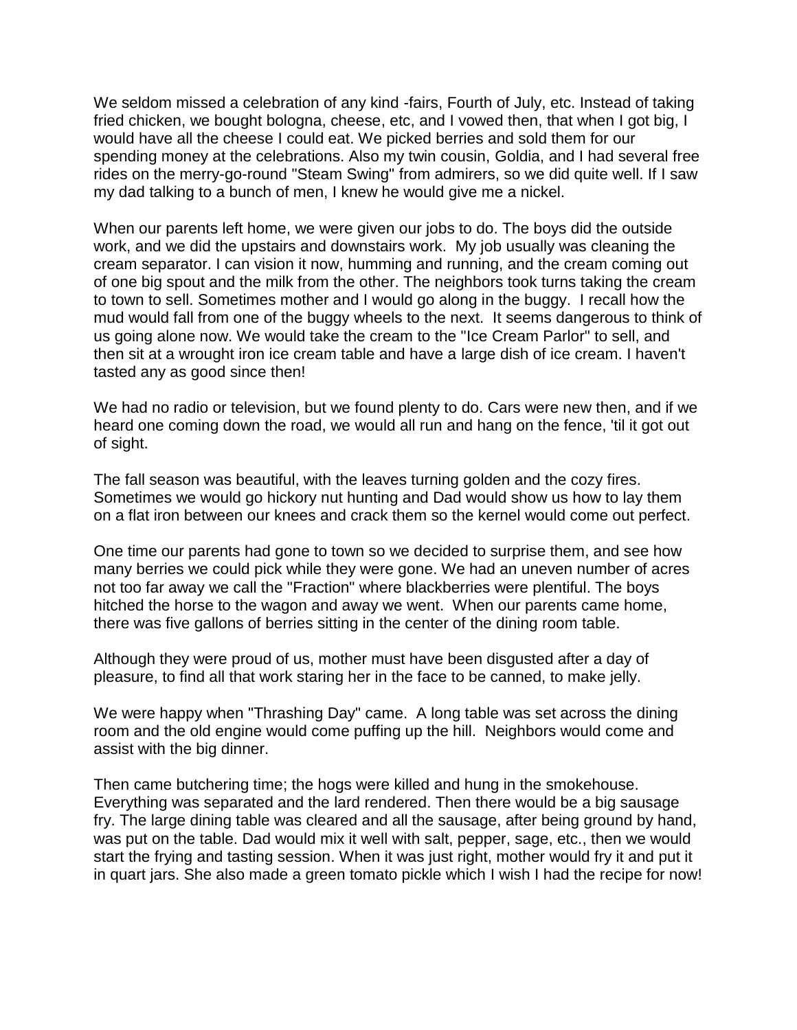We seldom missed a celebration of any kind -fairs, Fourth of July, etc. Instead of taking fried chicken, we bought bologna, cheese, etc, and I vowed then, that when I got big, I would have all the cheese I could eat. We picked berries and sold them for our spending money at the celebrations. Also my twin cousin, Goldia, and I had several free rides on the merry-go-round "Steam Swing" from admirers, so we did quite well. If I saw my dad talking to a bunch of men, I knew he would give me a nickel.

When our parents left home, we were given our jobs to do. The boys did the outside work, and we did the upstairs and downstairs work. My job usually was cleaning the cream separator. I can vision it now, humming and running, and the cream coming out of one big spout and the milk from the other. The neighbors took turns taking the cream to town to sell. Sometimes mother and I would go along in the buggy. I recall how the mud would fall from one of the buggy wheels to the next. It seems dangerous to think of us going alone now. We would take the cream to the "Ice Cream Parlor" to sell, and then sit at a wrought iron ice cream table and have a large dish of ice cream. I haven't tasted any as good since then!

We had no radio or television, but we found plenty to do. Cars were new then, and if we heard one coming down the road, we would all run and hang on the fence, 'til it got out of sight.

The fall season was beautiful, with the leaves turning golden and the cozy fires. Sometimes we would go hickory nut hunting and Dad would show us how to lay them on a flat iron between our knees and crack them so the kernel would come out perfect.

One time our parents had gone to town so we decided to surprise them, and see how many berries we could pick while they were gone. We had an uneven number of acres not too far away we call the "Fraction" where blackberries were plentiful. The boys hitched the horse to the wagon and away we went. When our parents came home, there was five gallons of berries sitting in the center of the dining room table.

Although they were proud of us, mother must have been disgusted after a day of pleasure, to find all that work staring her in the face to be canned, to make jelly.

We were happy when "Thrashing Day" came. A long table was set across the dining room and the old engine would come puffing up the hill. Neighbors would come and assist with the big dinner.

Then came butchering time; the hogs were killed and hung in the smokehouse. Everything was separated and the lard rendered. Then there would be a big sausage fry. The large dining table was cleared and all the sausage, after being ground by hand, was put on the table. Dad would mix it well with salt, pepper, sage, etc., then we would start the frying and tasting session. When it was just right, mother would fry it and put it in quart jars. She also made a green tomato pickle which I wish I had the recipe for now!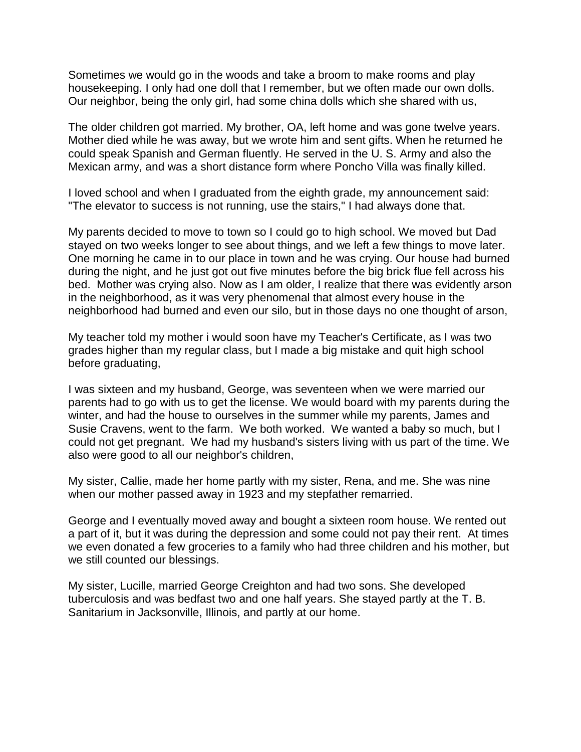Sometimes we would go in the woods and take a broom to make rooms and play housekeeping. I only had one doll that I remember, but we often made our own dolls. Our neighbor, being the only girl, had some china dolls which she shared with us,

The older children got married. My brother, OA, left home and was gone twelve years. Mother died while he was away, but we wrote him and sent gifts. When he returned he could speak Spanish and German fluently. He served in the U. S. Army and also the Mexican army, and was a short distance form where Poncho Villa was finally killed.

I loved school and when I graduated from the eighth grade, my announcement said: "The elevator to success is not running, use the stairs," I had always done that.

My parents decided to move to town so I could go to high school. We moved but Dad stayed on two weeks longer to see about things, and we left a few things to move later. One morning he came in to our place in town and he was crying. Our house had burned during the night, and he just got out five minutes before the big brick flue fell across his bed. Mother was crying also. Now as I am older, I realize that there was evidently arson in the neighborhood, as it was very phenomenal that almost every house in the neighborhood had burned and even our silo, but in those days no one thought of arson,

My teacher told my mother i would soon have my Teacher's Certificate, as I was two grades higher than my regular class, but I made a big mistake and quit high school before graduating,

I was sixteen and my husband, George, was seventeen when we were married our parents had to go with us to get the license. We would board with my parents during the winter, and had the house to ourselves in the summer while my parents, James and Susie Cravens, went to the farm. We both worked. We wanted a baby so much, but I could not get pregnant. We had my husband's sisters living with us part of the time. We also were good to all our neighbor's children,

My sister, Callie, made her home partly with my sister, Rena, and me. She was nine when our mother passed away in 1923 and my stepfather remarried.

George and I eventually moved away and bought a sixteen room house. We rented out a part of it, but it was during the depression and some could not pay their rent. At times we even donated a few groceries to a family who had three children and his mother, but we still counted our blessings.

My sister, Lucille, married George Creighton and had two sons. She developed tuberculosis and was bedfast two and one half years. She stayed partly at the T. B. Sanitarium in Jacksonville, Illinois, and partly at our home.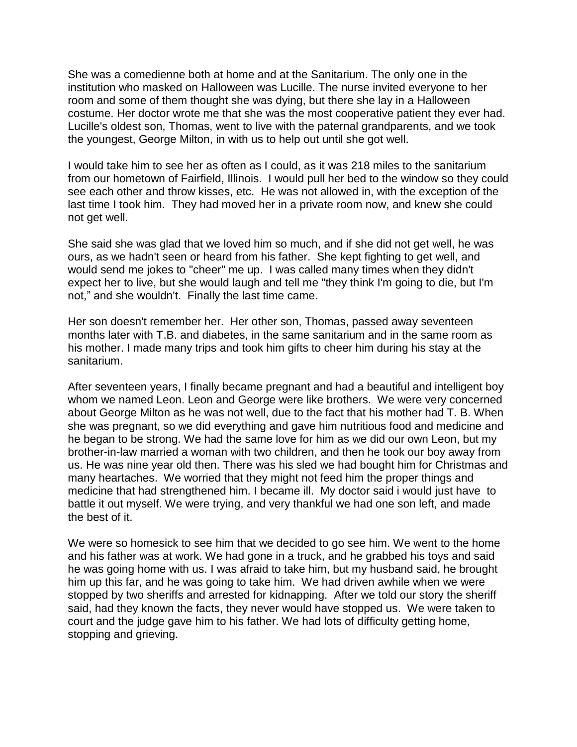She was a comedienne both at home and at the Sanitarium. The only one in the institution who masked on Halloween was Lucille. The nurse invited everyone to her room and some of them thought she was dying, but there she lay in a Halloween costume. Her doctor wrote me that she was the most cooperative patient they ever had. Lucille's oldest son, Thomas, went to live with the paternal grandparents, and we took the youngest, George Milton, in with us to help out until she got well.

I would take him to see her as often as I could, as it was 218 miles to the sanitarium from our hometown of Fairfield, Illinois. I would pull her bed to the window so they could see each other and throw kisses, etc. He was not allowed in, with the exception of the last time I took him. They had moved her in a private room now, and knew she could not get well.

She said she was glad that we loved him so much, and if she did not get well, he was ours, as we hadn't seen or heard from his father. She kept fighting to get well, and would send me jokes to "cheer" me up. I was called many times when they didn't expect her to live, but she would laugh and tell me "they think I'm going to die, but I'm not," and she wouldn't. Finally the last time came.

Her son doesn't remember her. Her other son, Thomas, passed away seventeen months later with T.B. and diabetes, in the same sanitarium and in the same room as his mother. I made many trips and took him gifts to cheer him during his stay at the sanitarium.

After seventeen years, I finally became pregnant and had a beautiful and intelligent boy whom we named Leon. Leon and George were like brothers. We were very concerned about George Milton as he was not well, due to the fact that his mother had T. B. When she was pregnant, so we did everything and gave him nutritious food and medicine and he began to be strong. We had the same love for him as we did our own Leon, but my brother-in-law married a woman with two children, and then he took our boy away from us. He was nine year old then. There was his sled we had bought him for Christmas and many heartaches. We worried that they might not feed him the proper things and medicine that had strengthened him. I became ill. My doctor said i would just have to battle it out myself. We were trying, and very thankful we had one son left, and made the best of it.

We were so homesick to see him that we decided to go see him. We went to the home and his father was at work. We had gone in a truck, and he grabbed his toys and said he was going home with us. I was afraid to take him, but my husband said, he brought him up this far, and he was going to take him. We had driven awhile when we were stopped by two sheriffs and arrested for kidnapping. After we told our story the sheriff said, had they known the facts, they never would have stopped us. We were taken to court and the judge gave him to his father. We had lots of difficulty getting home, stopping and grieving.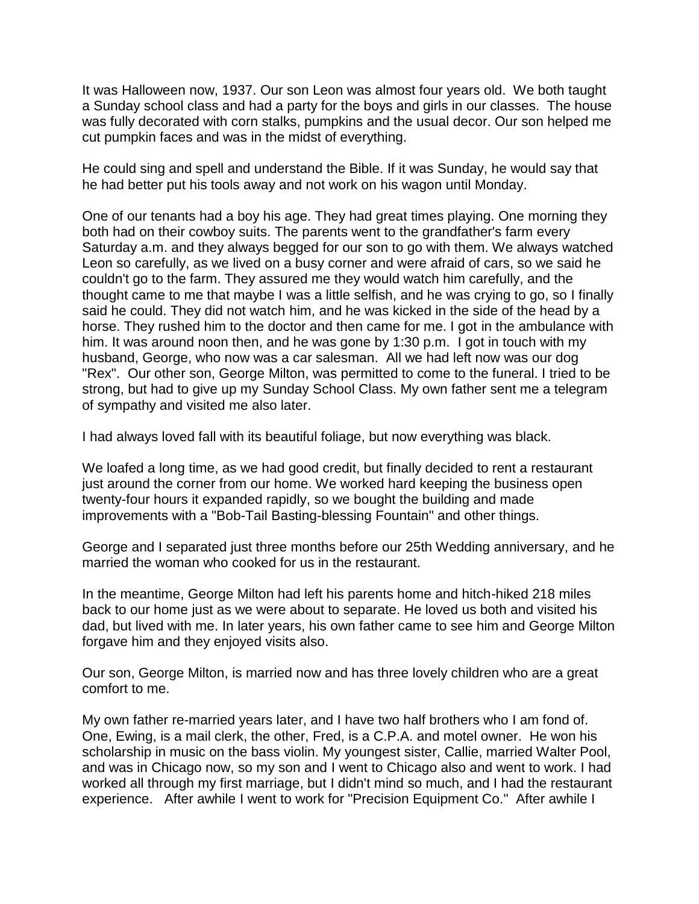It was Halloween now, 1937. Our son Leon was almost four years old. We both taught a Sunday school class and had a party for the boys and girls in our classes. The house was fully decorated with corn stalks, pumpkins and the usual decor. Our son helped me cut pumpkin faces and was in the midst of everything.

He could sing and spell and understand the Bible. If it was Sunday, he would say that he had better put his tools away and not work on his wagon until Monday.

One of our tenants had a boy his age. They had great times playing. One morning they both had on their cowboy suits. The parents went to the grandfather's farm every Saturday a.m. and they always begged for our son to go with them. We always watched Leon so carefully, as we lived on a busy corner and were afraid of cars, so we said he couldn't go to the farm. They assured me they would watch him carefully, and the thought came to me that maybe I was a little selfish, and he was crying to go, so I finally said he could. They did not watch him, and he was kicked in the side of the head by a horse. They rushed him to the doctor and then came for me. I got in the ambulance with him. It was around noon then, and he was gone by 1:30 p.m. I got in touch with my husband, George, who now was a car salesman. All we had left now was our dog "Rex". Our other son, George Milton, was permitted to come to the funeral. I tried to be strong, but had to give up my Sunday School Class. My own father sent me a telegram of sympathy and visited me also later.

I had always loved fall with its beautiful foliage, but now everything was black.

We loafed a long time, as we had good credit, but finally decided to rent a restaurant just around the corner from our home. We worked hard keeping the business open twenty-four hours it expanded rapidly, so we bought the building and made improvements with a "Bob-Tail Basting-blessing Fountain" and other things.

George and I separated just three months before our 25th Wedding anniversary, and he married the woman who cooked for us in the restaurant.

In the meantime, George Milton had left his parents home and hitch-hiked 218 miles back to our home just as we were about to separate. He loved us both and visited his dad, but lived with me. In later years, his own father came to see him and George Milton forgave him and they enjoyed visits also.

Our son, George Milton, is married now and has three lovely children who are a great comfort to me.

My own father re-married years later, and I have two half brothers who I am fond of. One, Ewing, is a mail clerk, the other, Fred, is a C.P.A. and motel owner. He won his scholarship in music on the bass violin. My youngest sister, Callie, married Walter Pool, and was in Chicago now, so my son and I went to Chicago also and went to work. I had worked all through my first marriage, but I didn't mind so much, and I had the restaurant experience. After awhile I went to work for "Precision Equipment Co." After awhile I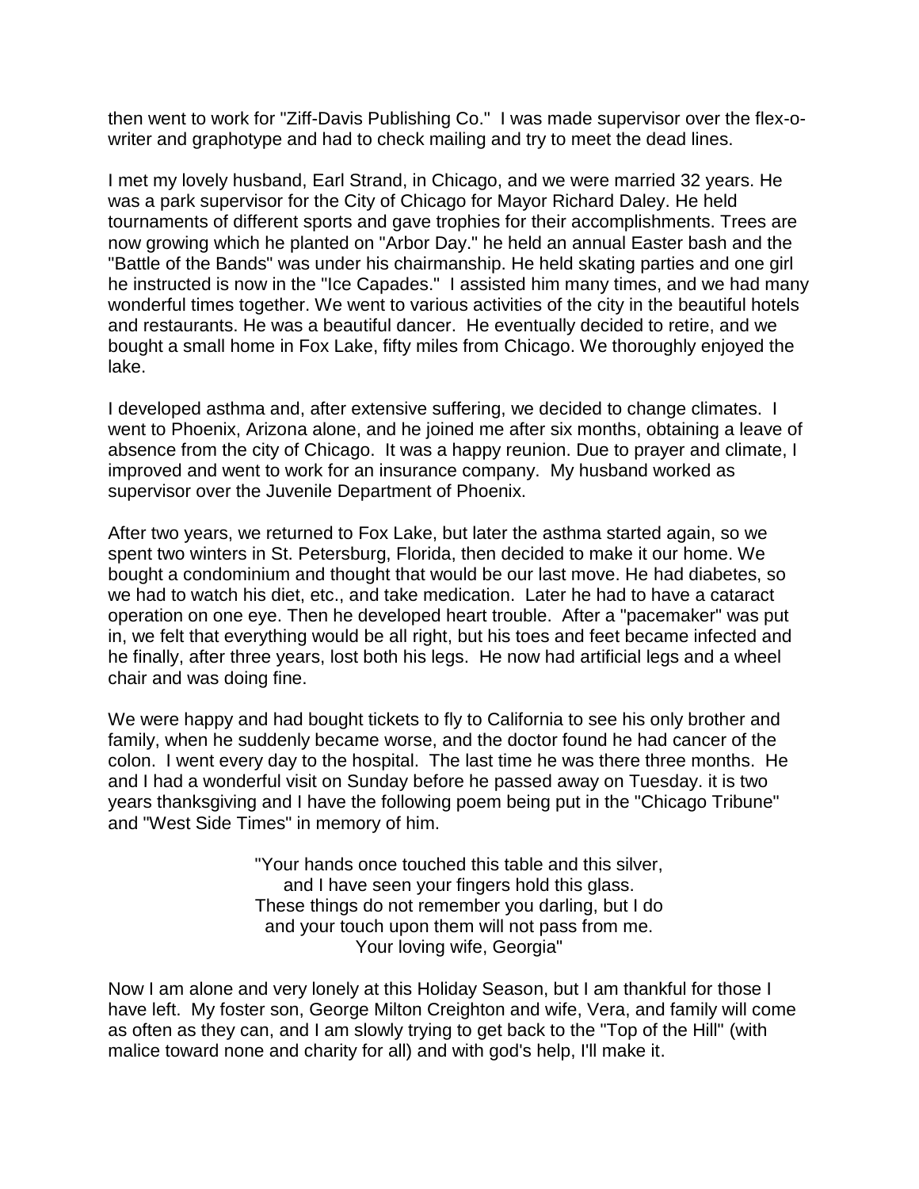then went to work for "Ziff-Davis Publishing Co." I was made supervisor over the flex-o-writer and graphotype and had to check mailing and try to meet the dead lines.

I met my lovely husband, Earl Strand, in Chicago, and we were married 32 years. He was a park supervisor for the City of Chicago for Mayor Richard Daley. He held tournaments of different sports and gave trophies for their accomplishments. Trees are now growing which he planted on "Arbor Day." he held an annual Easter bash and the "Battle of the Bands" was under his chairmanship. He held skating parties and one girl he instructed is now in the "Ice Capades." I assisted him many times, and we had many wonderful times together. We went to various activities of the city in the beautiful hotels and restaurants. He was a beautiful dancer. He eventually decided to retire, and we bought a small home in Fox Lake, fifty miles from Chicago. We thoroughly enjoyed the lake.

I developed asthma and, after extensive suffering, we decided to change climates. I went to Phoenix, Arizona alone, and he joined me after six months, obtaining a leave of absence from the city of Chicago. It was a happy reunion. Due to prayer and climate, I improved and went to work for an insurance company. My husband worked as supervisor over the Juvenile Department of Phoenix.

After two years, we returned to Fox Lake, but later the asthma started again, so we spent two winters in St. Petersburg, Florida, then decided to make it our home. We bought a condominium and thought that would be our last move. He had diabetes, so we had to watch his diet, etc., and take medication. Later he had to have a cataract operation on one eye. Then he developed heart trouble. After a "pacemaker" was put in, we felt that everything would be all right, but his toes and feet became infected and he finally, after three years, lost both his legs. He now had artificial legs and a wheel chair and was doing fine.

We were happy and had bought tickets to fly to California to see his only brother and family, when he suddenly became worse, and the doctor found he had cancer of the colon. I went every day to the hospital. The last time he was there three months. He and I had a wonderful visit on Sunday before he passed away on Tuesday. it is two years thanksgiving and I have the following poem being put in the "Chicago Tribune" and "West Side Times" in memory of him.

> "Your hands once touched this table and this silver,
> and I have seen your fingers hold this glass.
> These things do not remember you darling, but I do
> and your touch upon them will not pass from me.
> Your loving wife, Georgia"

Now I am alone and very lonely at this Holiday Season, but I am thankful for those I have left. My foster son, George Milton Creighton and wife, Vera, and family will come as often as they can, and I am slowly trying to get back to the "Top of the Hill" (with malice toward none and charity for all) and with god's help, I'll make it.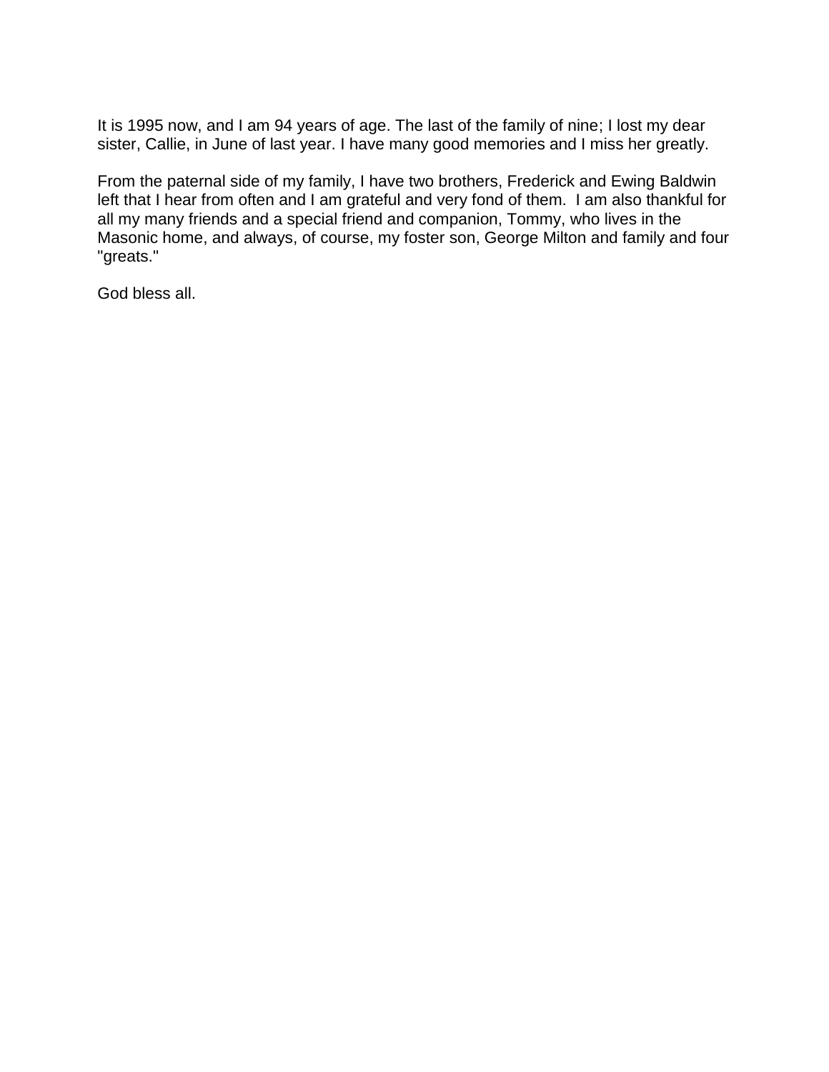It is 1995 now, and I am 94 years of age. The last of the family of nine; I lost my dear sister, Callie, in June of last year. I have many good memories and I miss her greatly.

From the paternal side of my family, I have two brothers, Frederick and Ewing Baldwin left that I hear from often and I am grateful and very fond of them. I am also thankful for all my many friends and a special friend and companion, Tommy, who lives in the Masonic home, and always, of course, my foster son, George Milton and family and four "greats."

God bless all.